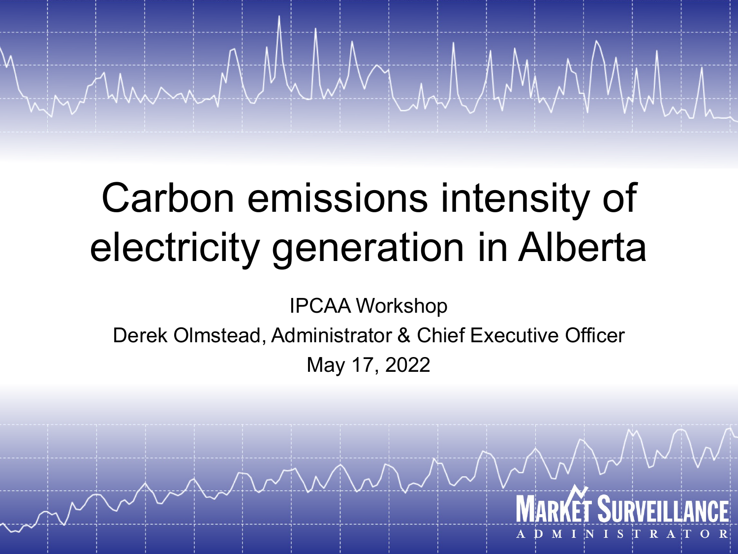# Carbon emissions intensity of electricity generation in Alberta

IPCAA Workshop

Derek Olmstead, Administrator & Chief Executive Officer

May 17, 2022

MARKET SURVEILLANCE ADMINISTRATOR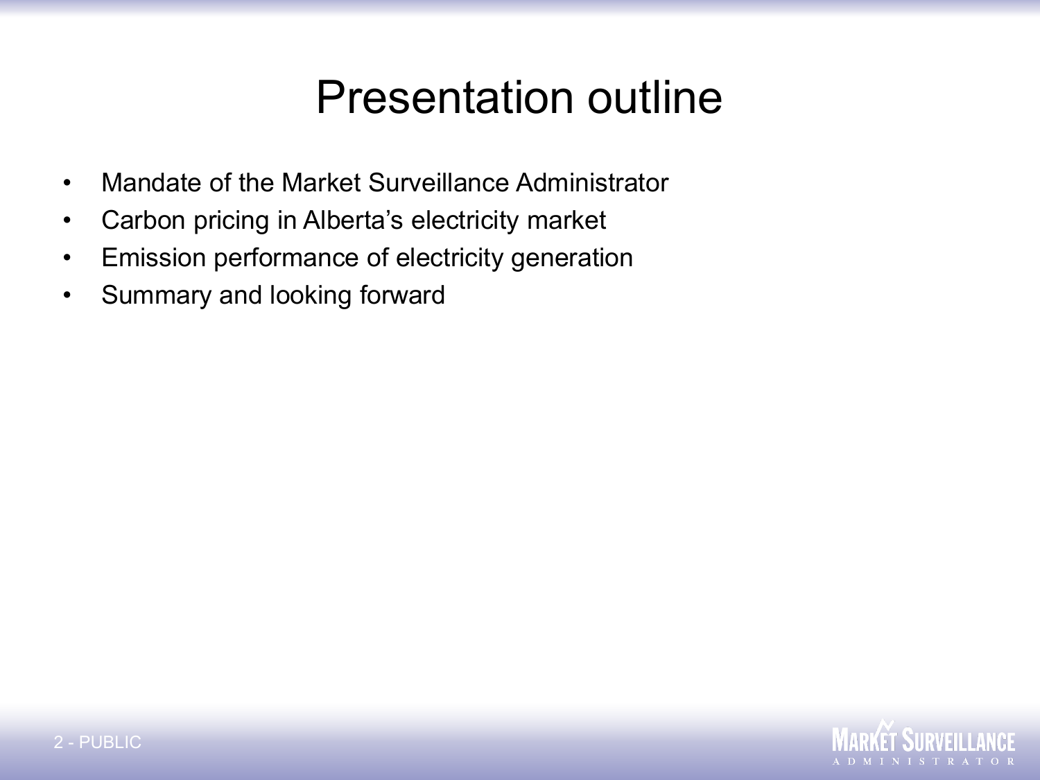# Presentation outline

- Mandate of the Market Surveillance Administrator
- Carbon pricing in Alberta's electricity market
- Emission performance of electricity generation
- Summary and looking forward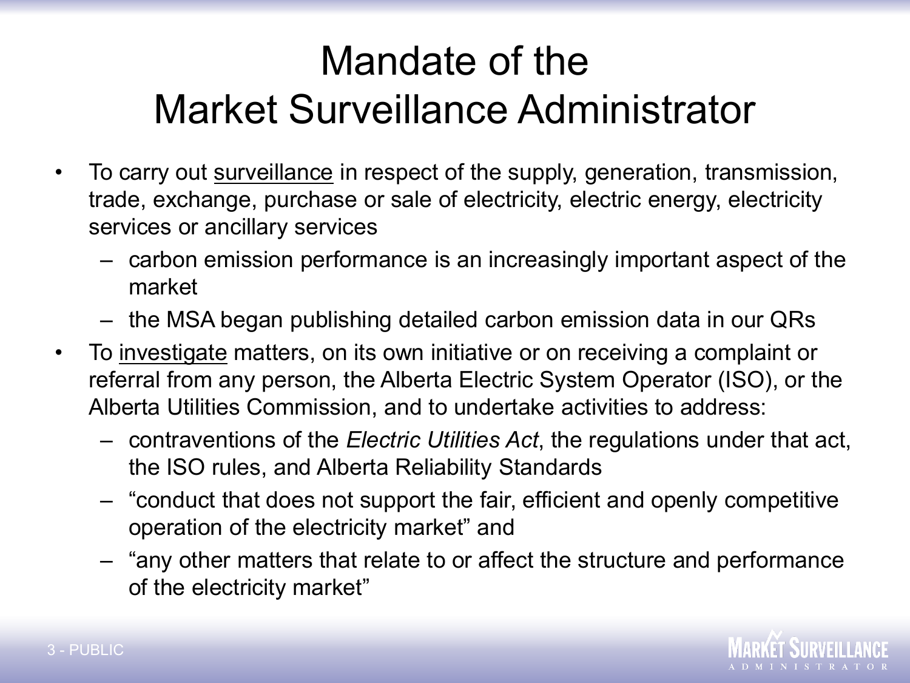# Mandate of the Market Surveillance Administrator

- To carry out <u>surveillance</u> in respect of the supply, generation, transmission, trade, exchange, purchase or sale of electricity, electric energy, electricity services or ancillary services
  - carbon emission performance is an increasingly important aspect of the market
  - the MSA began publishing detailed carbon emission data in our QRs
- To <u>investigate</u> matters, on its own initiative or on receiving a complaint or referral from any person, the Alberta Electric System Operator (ISO), or the Alberta Utilities Commission, and to undertake activities to address:
  - contraventions of the *Electric Utilities Act*, the regulations under that act, the ISO rules, and Alberta Reliability Standards
  - "conduct that does not support the fair, efficient and openly competitive operation of the electricity market" and
  - "any other matters that relate to or affect the structure and performance of the electricity market"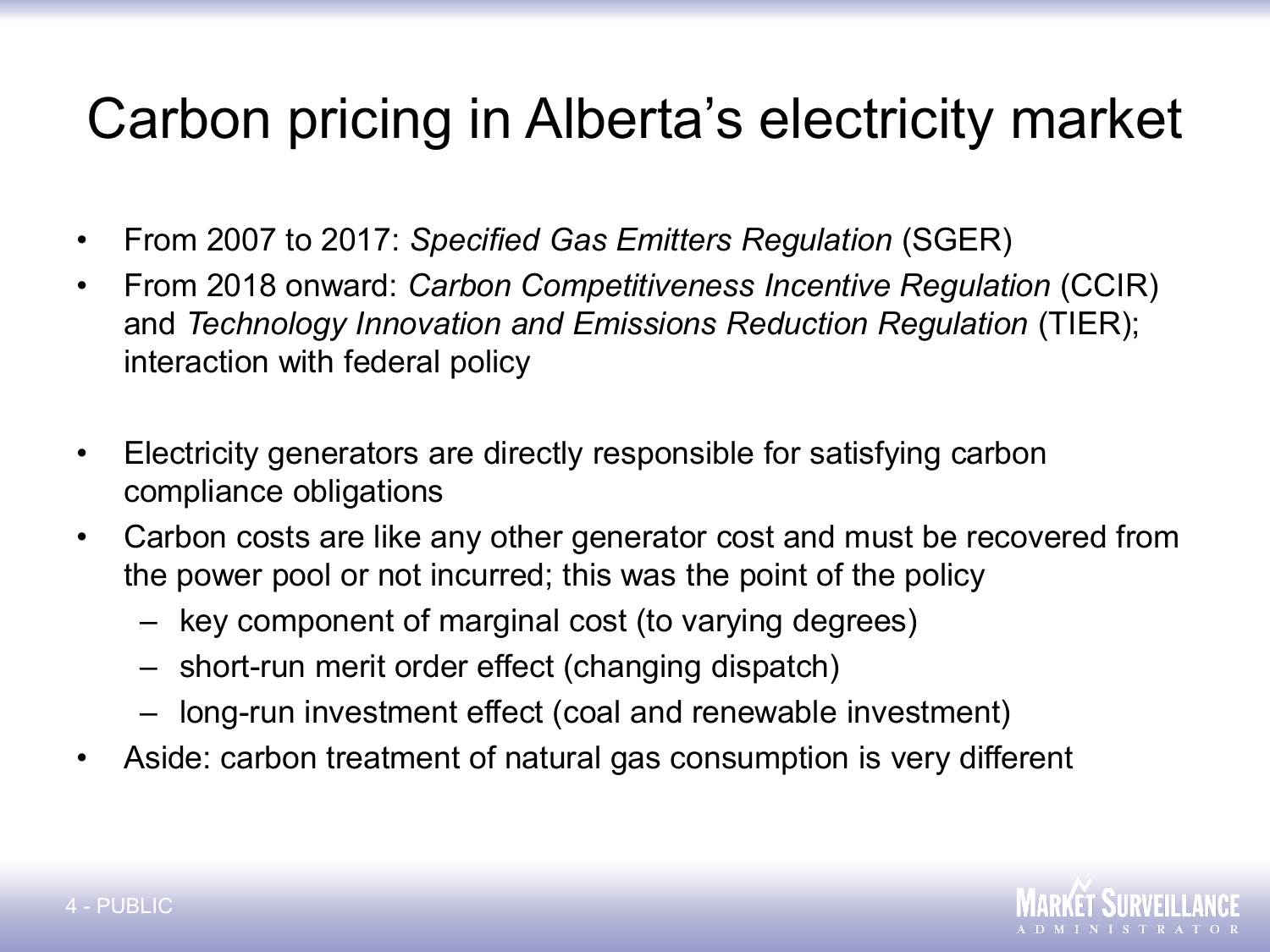# Carbon pricing in Alberta's electricity market

- From 2007 to 2017: *Specified Gas Emitters Regulation* (SGER)
- From 2018 onward: *Carbon Competitiveness Incentive Regulation* (CCIR) and *Technology Innovation and Emissions Reduction Regulation* (TIER); interaction with federal policy

- Electricity generators are directly responsible for satisfying carbon compliance obligations
- Carbon costs are like any other generator cost and must be recovered from the power pool or not incurred; this was the point of the policy
  - key component of marginal cost (to varying degrees)
  - short-run merit order effect (changing dispatch)
  - long-run investment effect (coal and renewable investment)
- Aside: carbon treatment of natural gas consumption is very different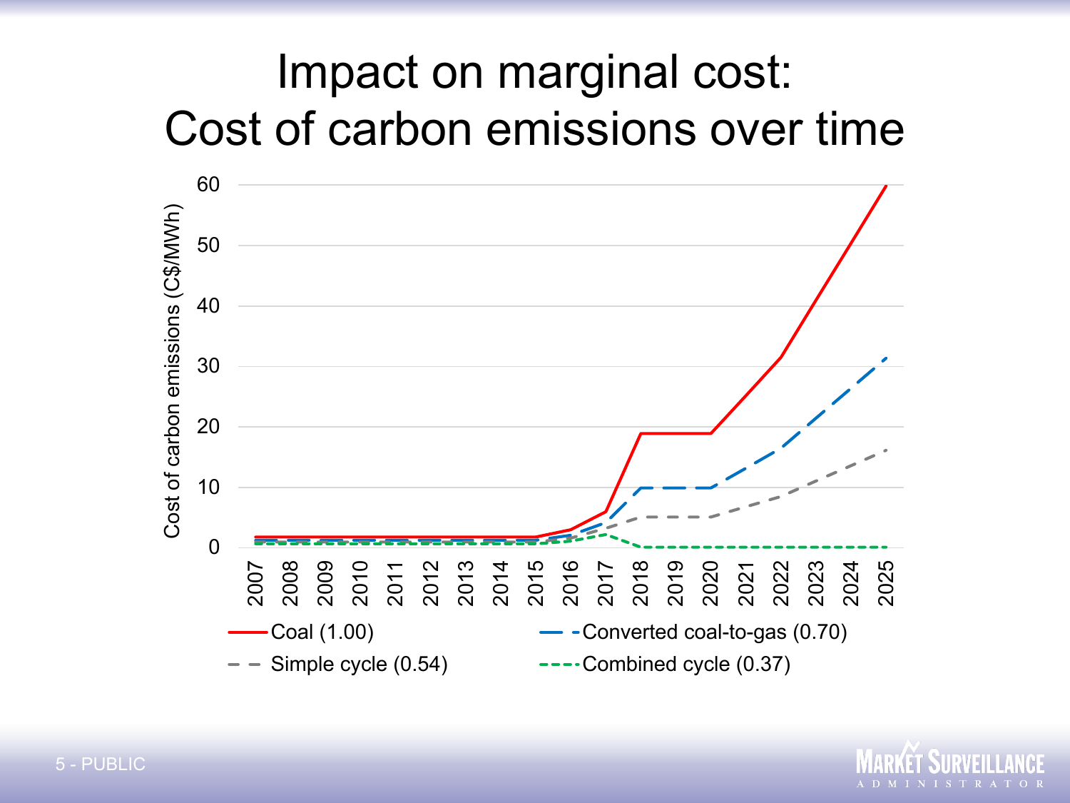# Impact on marginal cost: Cost of carbon emissions over time

Cost of carbon emissions (C$/MWh)

60
50
40
30
20
10
0

2007 2008 2009 2010 2011 2012 2013 2014 2015 2016 2017 2018 2019 2020 2021 2022 2023 2024 2025

- Coal (1.00)
- Converted coal-to-gas (0.70)
- Simple cycle (0.54)
- Combined cycle (0.37)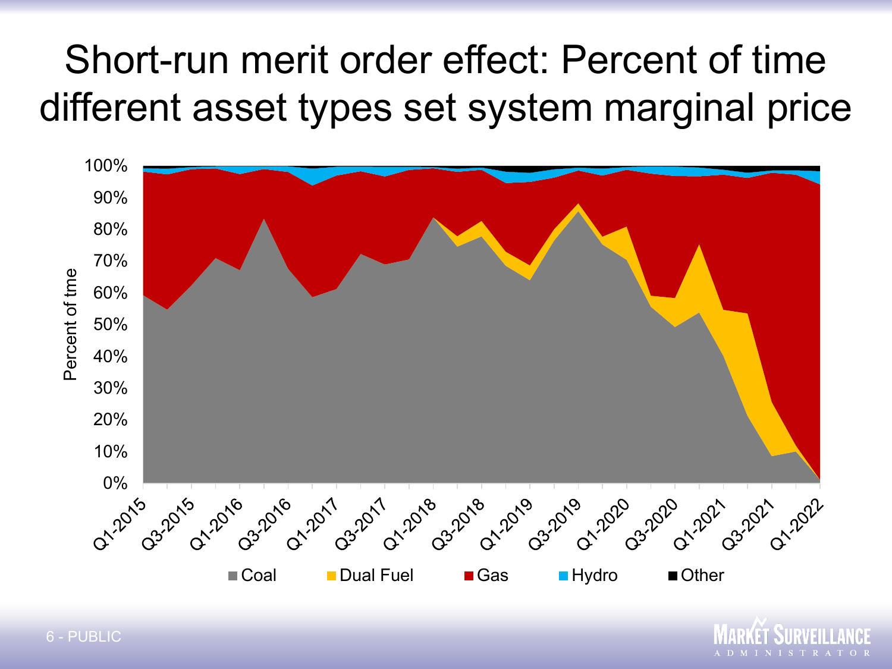# Short-run merit order effect: Percent of time different asset types set system marginal price

Percent of tme

100%
90%
80%
70%
60%
50%
40%
30%
20%
10%
0%

Q1-2015 Q3-2015 Q1-2016 Q3-2016 Q1-2017 Q3-2017 Q1-2018 Q3-2018 Q1-2019 Q3-2019 Q1-2020 Q3-2020 Q1-2021 Q3-2021 Q1-2022

Coal Dual Fuel Gas Hydro Other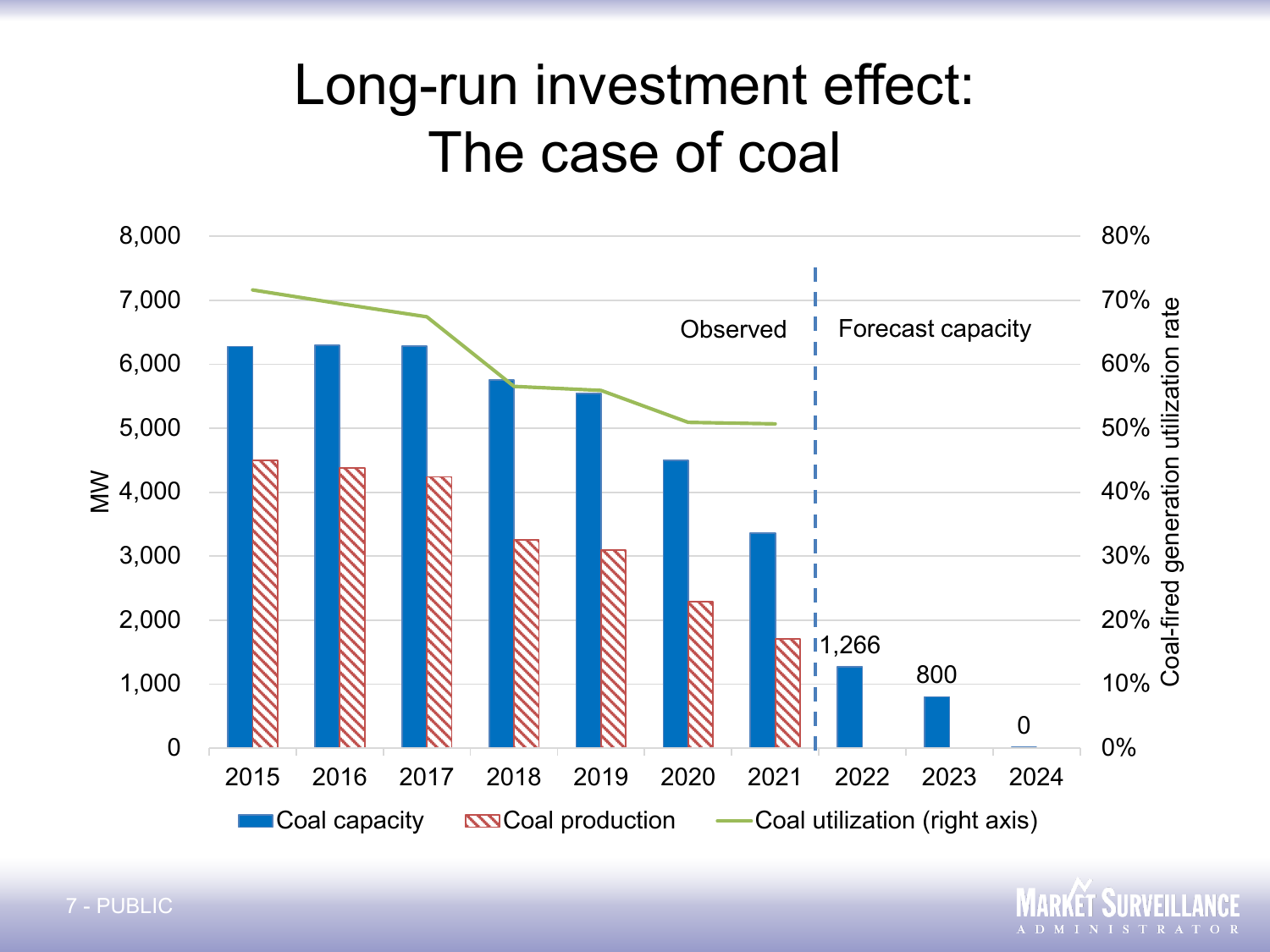# Long-run investment effect: The case of coal

MW (left axis) | Coal-fired generation utilization rate (right axis)

Observed | Forecast capacity

| Year | Coal capacity (MW) | Coal production (MW) | Coal utilization (right axis) |
|---|---|---|---|
| 2015 | ~6,280 | ~4,500 | ~72% |
| 2016 | ~6,300 | ~4,380 | ~70% |
| 2017 | ~6,290 | ~4,230 | ~67% |
| 2018 | ~5,760 | ~3,250 | ~57% |
| 2019 | ~5,550 | ~3,100 | ~56% |
| 2020 | ~4,500 | ~2,290 | ~51% |
| 2021 | ~3,360 | ~1,710 | ~51% |
| 2022 | 1,266 | | |
| 2023 | 800 | | |
| 2024 | 0 | | |

Legend: Coal capacity, Coal production, Coal utilization (right axis)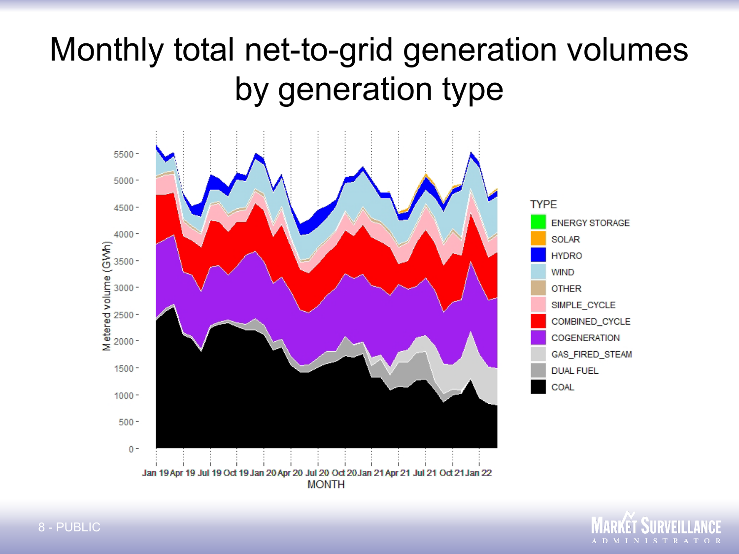# Monthly total net-to-grid generation volumes by generation type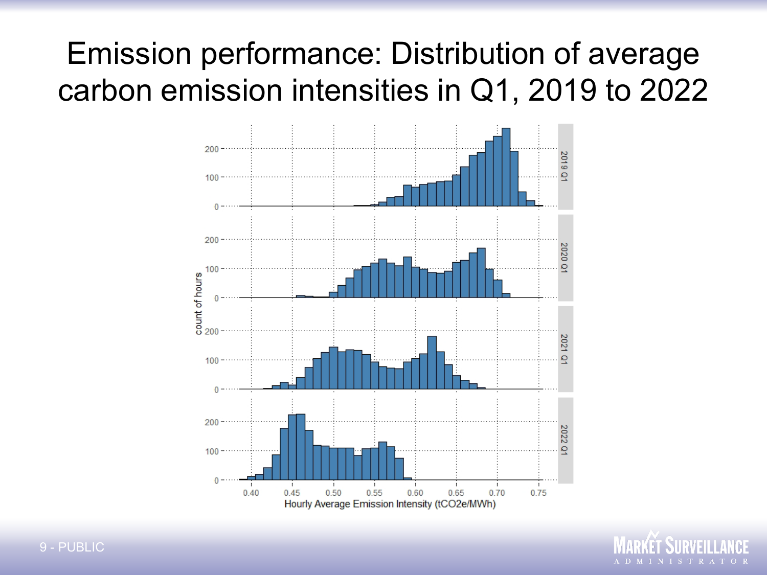# Emission performance: Distribution of average carbon emission intensities in Q1, 2019 to 2022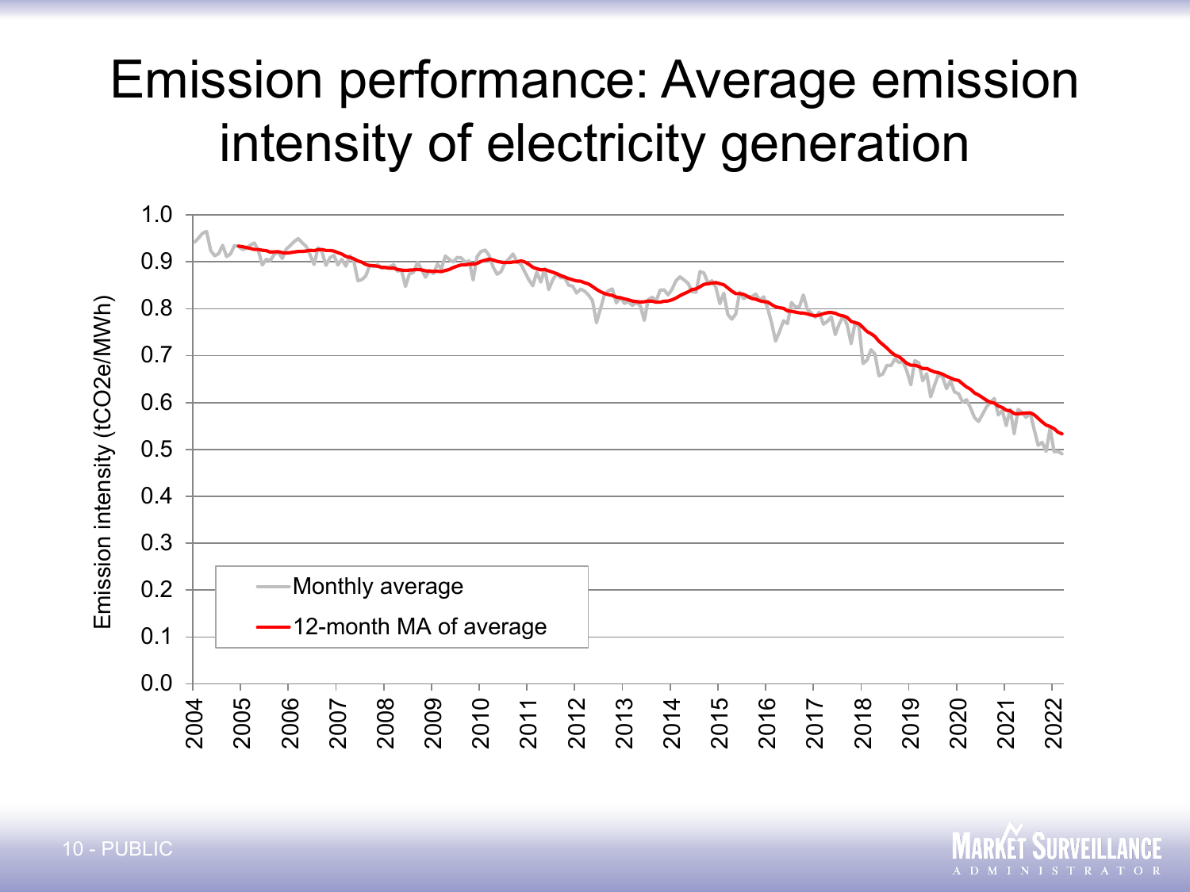# Emission performance: Average emission intensity of electricity generation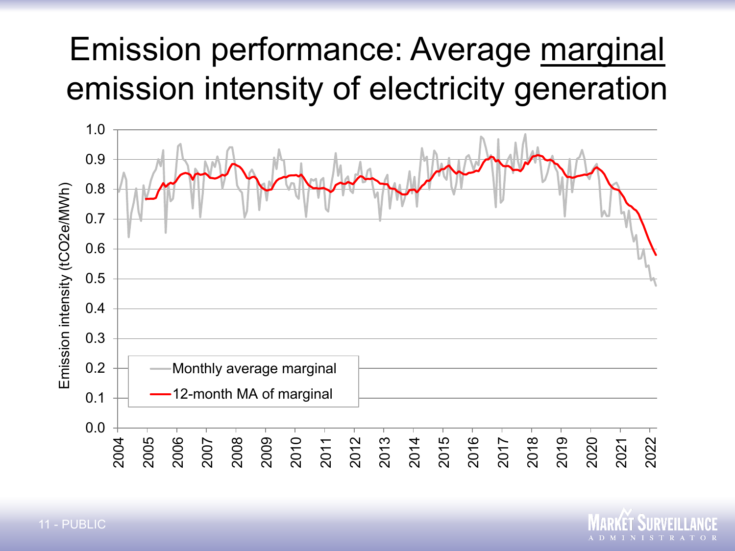# Emission performance: Average <u>marginal</u> emission intensity of electricity generation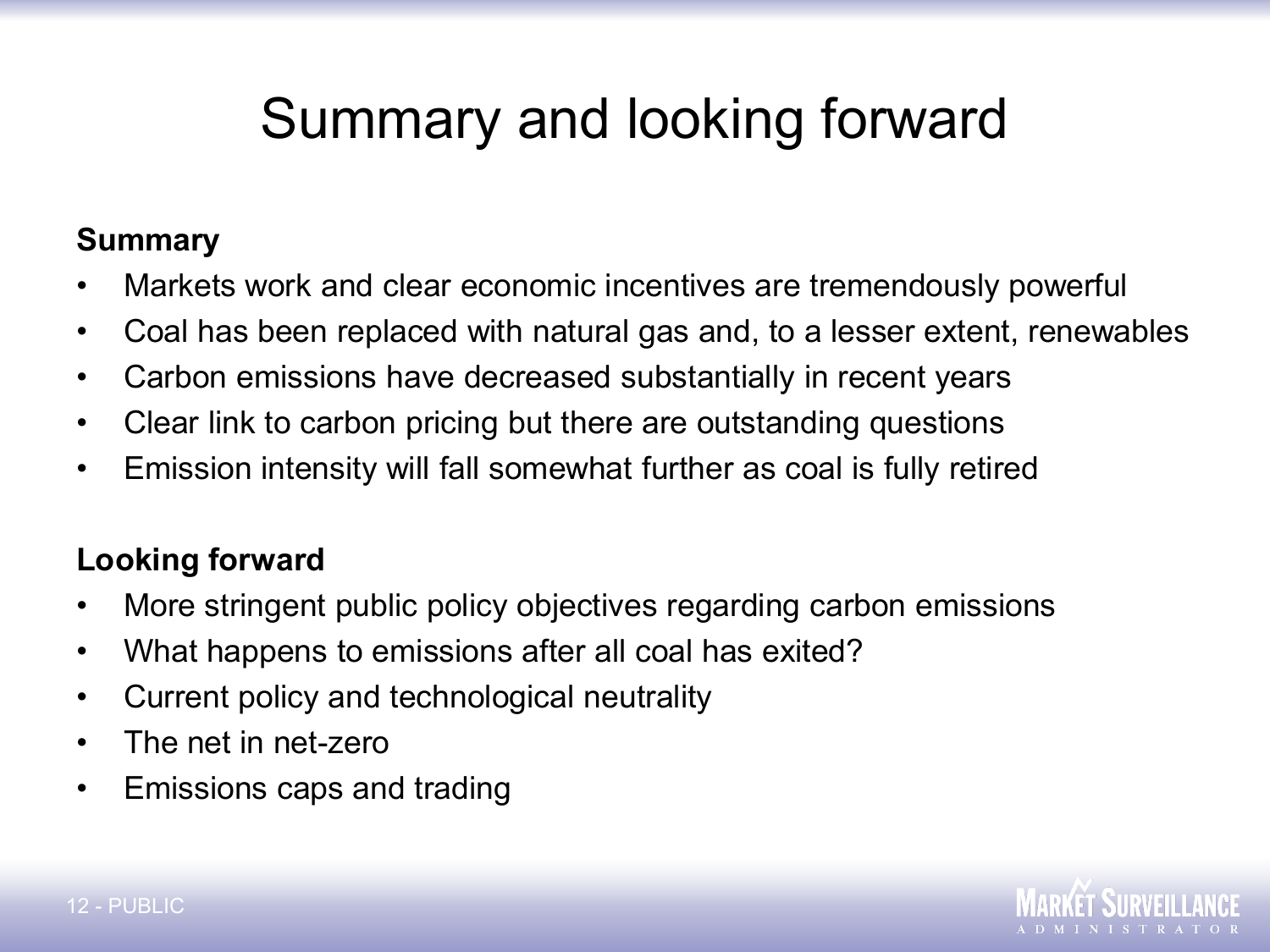# Summary and looking forward

**Summary**

- Markets work and clear economic incentives are tremendously powerful
- Coal has been replaced with natural gas and, to a lesser extent, renewables
- Carbon emissions have decreased substantially in recent years
- Clear link to carbon pricing but there are outstanding questions
- Emission intensity will fall somewhat further as coal is fully retired

**Looking forward**

- More stringent public policy objectives regarding carbon emissions
- What happens to emissions after all coal has exited?
- Current policy and technological neutrality
- The net in net-zero
- Emissions caps and trading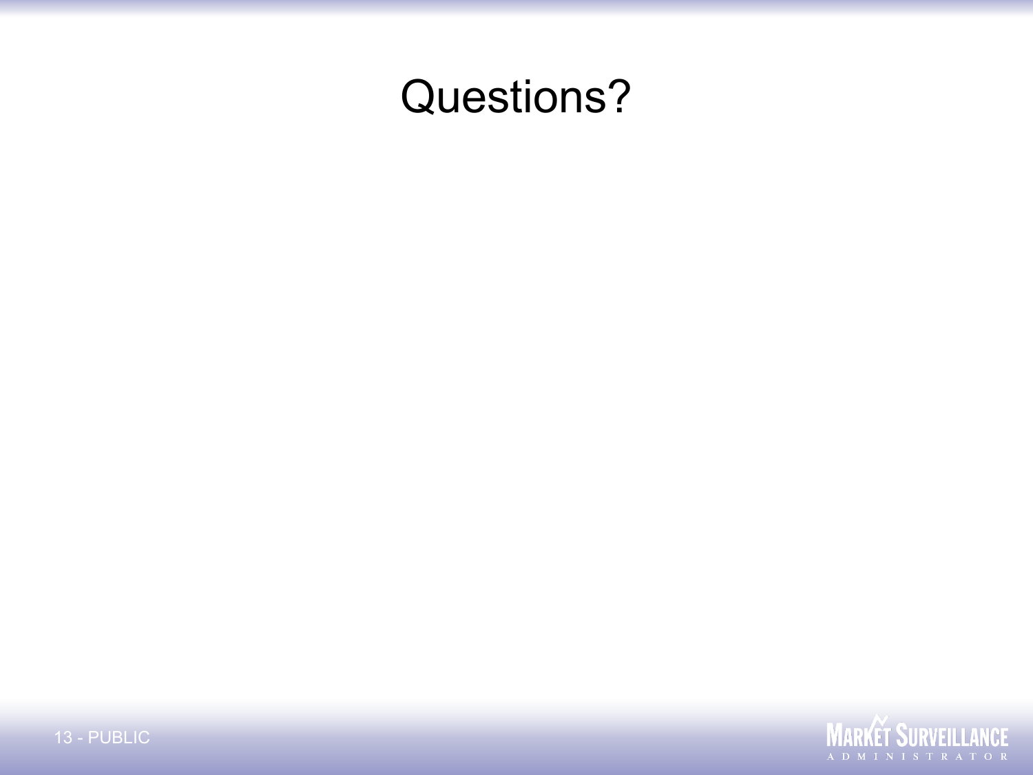# Questions?